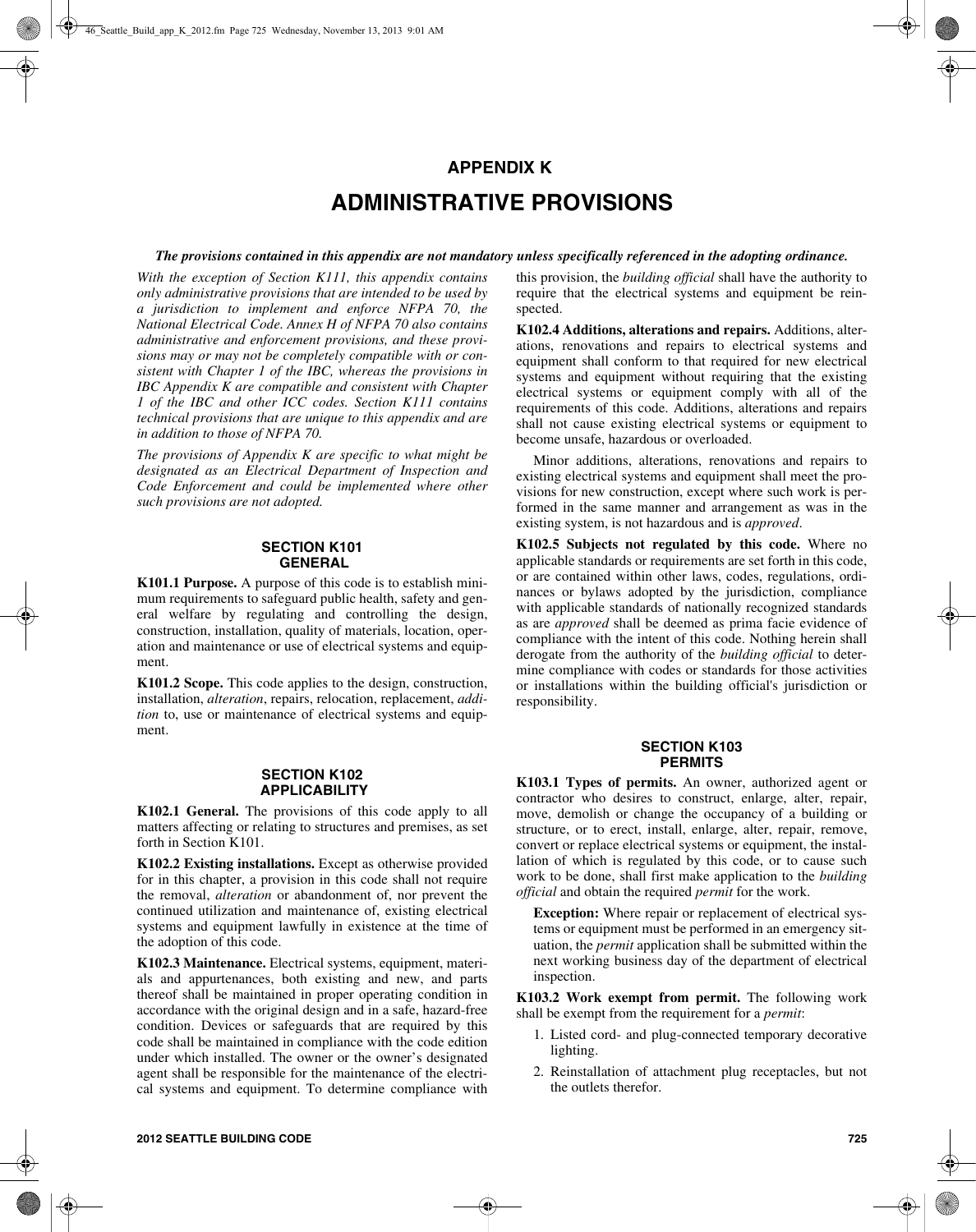# APPENDIX K

# ADMINISTRATIVE PROVISIONS

***The provisions contained in this appendix are not mandatory unless specifically referenced in the adopting ordinance.***

*With the exception of Section K111, this appendix contains only administrative provisions that are intended to be used by a jurisdiction to implement and enforce NFPA 70, the National Electrical Code. Annex H of NFPA 70 also contains administrative and enforcement provisions, and these provisions may or may not be completely compatible with or consistent with Chapter 1 of the IBC, whereas the provisions in IBC Appendix K are compatible and consistent with Chapter 1 of the IBC and other ICC codes. Section K111 contains technical provisions that are unique to this appendix and are in addition to those of NFPA 70.*

*The provisions of Appendix K are specific to what might be designated as an Electrical Department of Inspection and Code Enforcement and could be implemented where other such provisions are not adopted.*

## SECTION K101 GENERAL

**K101.1 Purpose.** A purpose of this code is to establish minimum requirements to safeguard public health, safety and general welfare by regulating and controlling the design, construction, installation, quality of materials, location, operation and maintenance or use of electrical systems and equipment.

**K101.2 Scope.** This code applies to the design, construction, installation, *alteration*, repairs, relocation, replacement, *addition* to, use or maintenance of electrical systems and equipment.

## SECTION K102 APPLICABILITY

**K102.1 General.** The provisions of this code apply to all matters affecting or relating to structures and premises, as set forth in Section K101.

**K102.2 Existing installations.** Except as otherwise provided for in this chapter, a provision in this code shall not require the removal, *alteration* or abandonment of, nor prevent the continued utilization and maintenance of, existing electrical systems and equipment lawfully in existence at the time of the adoption of this code.

**K102.3 Maintenance.** Electrical systems, equipment, materials and appurtenances, both existing and new, and parts thereof shall be maintained in proper operating condition in accordance with the original design and in a safe, hazard-free condition. Devices or safeguards that are required by this code shall be maintained in compliance with the code edition under which installed. The owner or the owner's designated agent shall be responsible for the maintenance of the electrical systems and equipment. To determine compliance with this provision, the *building official* shall have the authority to require that the electrical systems and equipment be reinspected.

**K102.4 Additions, alterations and repairs.** Additions, alterations, renovations and repairs to electrical systems and equipment shall conform to that required for new electrical systems and equipment without requiring that the existing electrical systems or equipment comply with all of the requirements of this code. Additions, alterations and repairs shall not cause existing electrical systems or equipment to become unsafe, hazardous or overloaded.

Minor additions, alterations, renovations and repairs to existing electrical systems and equipment shall meet the provisions for new construction, except where such work is performed in the same manner and arrangement as was in the existing system, is not hazardous and is *approved*.

**K102.5 Subjects not regulated by this code.** Where no applicable standards or requirements are set forth in this code, or are contained within other laws, codes, regulations, ordinances or bylaws adopted by the jurisdiction, compliance with applicable standards of nationally recognized standards as are *approved* shall be deemed as prima facie evidence of compliance with the intent of this code. Nothing herein shall derogate from the authority of the *building official* to determine compliance with codes or standards for those activities or installations within the building official's jurisdiction or responsibility.

## SECTION K103 PERMITS

**K103.1 Types of permits.** An owner, authorized agent or contractor who desires to construct, enlarge, alter, repair, move, demolish or change the occupancy of a building or structure, or to erect, install, enlarge, alter, repair, remove, convert or replace electrical systems or equipment, the installation of which is regulated by this code, or to cause such work to be done, shall first make application to the *building official* and obtain the required *permit* for the work.

**Exception:** Where repair or replacement of electrical systems or equipment must be performed in an emergency situation, the *permit* application shall be submitted within the next working business day of the department of electrical inspection.

**K103.2 Work exempt from permit.** The following work shall be exempt from the requirement for a *permit*:

1. Listed cord- and plug-connected temporary decorative lighting.
2. Reinstallation of attachment plug receptacles, but not the outlets therefor.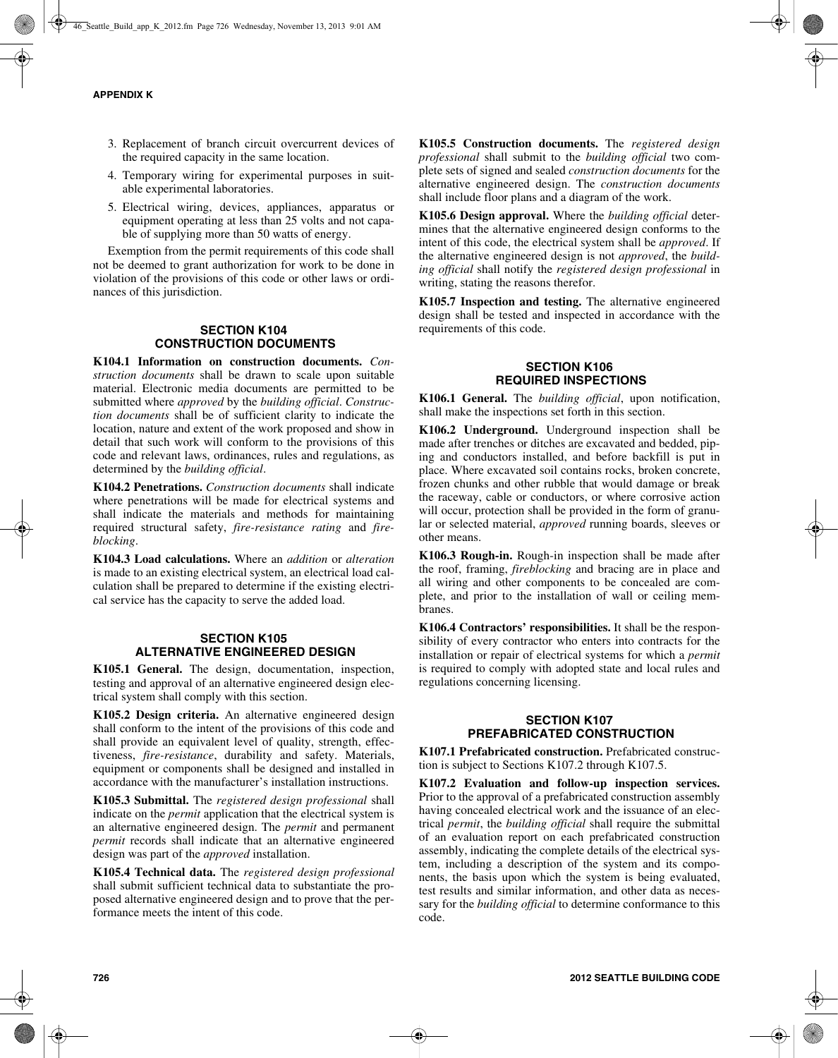3. Replacement of branch circuit overcurrent devices of the required capacity in the same location.
4. Temporary wiring for experimental purposes in suitable experimental laboratories.
5. Electrical wiring, devices, appliances, apparatus or equipment operating at less than 25 volts and not capable of supplying more than 50 watts of energy.

Exemption from the permit requirements of this code shall not be deemed to grant authorization for work to be done in violation of the provisions of this code or other laws or ordinances of this jurisdiction.

## SECTION K104 CONSTRUCTION DOCUMENTS

**K104.1 Information on construction documents.** *Construction documents* shall be drawn to scale upon suitable material. Electronic media documents are permitted to be submitted where *approved* by the *building official*. *Construction documents* shall be of sufficient clarity to indicate the location, nature and extent of the work proposed and show in detail that such work will conform to the provisions of this code and relevant laws, ordinances, rules and regulations, as determined by the *building official*.

**K104.2 Penetrations.** *Construction documents* shall indicate where penetrations will be made for electrical systems and shall indicate the materials and methods for maintaining required structural safety, *fire-resistance rating* and *fireblocking*.

**K104.3 Load calculations.** Where an *addition* or *alteration* is made to an existing electrical system, an electrical load calculation shall be prepared to determine if the existing electrical service has the capacity to serve the added load.

## SECTION K105 ALTERNATIVE ENGINEERED DESIGN

**K105.1 General.** The design, documentation, inspection, testing and approval of an alternative engineered design electrical system shall comply with this section.

**K105.2 Design criteria.** An alternative engineered design shall conform to the intent of the provisions of this code and shall provide an equivalent level of quality, strength, effectiveness, *fire-resistance*, durability and safety. Materials, equipment or components shall be designed and installed in accordance with the manufacturer's installation instructions.

**K105.3 Submittal.** The *registered design professional* shall indicate on the *permit* application that the electrical system is an alternative engineered design. The *permit* and permanent *permit* records shall indicate that an alternative engineered design was part of the *approved* installation.

**K105.4 Technical data.** The *registered design professional* shall submit sufficient technical data to substantiate the proposed alternative engineered design and to prove that the performance meets the intent of this code.

**K105.5 Construction documents.** The *registered design professional* shall submit to the *building official* two complete sets of signed and sealed *construction documents* for the alternative engineered design. The *construction documents* shall include floor plans and a diagram of the work.

**K105.6 Design approval.** Where the *building official* determines that the alternative engineered design conforms to the intent of this code, the electrical system shall be *approved*. If the alternative engineered design is not *approved*, the *building official* shall notify the *registered design professional* in writing, stating the reasons therefor.

**K105.7 Inspection and testing.** The alternative engineered design shall be tested and inspected in accordance with the requirements of this code.

## SECTION K106 REQUIRED INSPECTIONS

**K106.1 General.** The *building official*, upon notification, shall make the inspections set forth in this section.

**K106.2 Underground.** Underground inspection shall be made after trenches or ditches are excavated and bedded, piping and conductors installed, and before backfill is put in place. Where excavated soil contains rocks, broken concrete, frozen chunks and other rubble that would damage or break the raceway, cable or conductors, or where corrosive action will occur, protection shall be provided in the form of granular or selected material, *approved* running boards, sleeves or other means.

**K106.3 Rough-in.** Rough-in inspection shall be made after the roof, framing, *fireblocking* and bracing are in place and all wiring and other components to be concealed are complete, and prior to the installation of wall or ceiling membranes.

**K106.4 Contractors' responsibilities.** It shall be the responsibility of every contractor who enters into contracts for the installation or repair of electrical systems for which a *permit* is required to comply with adopted state and local rules and regulations concerning licensing.

## SECTION K107 PREFABRICATED CONSTRUCTION

**K107.1 Prefabricated construction.** Prefabricated construction is subject to Sections K107.2 through K107.5.

**K107.2 Evaluation and follow-up inspection services.** Prior to the approval of a prefabricated construction assembly having concealed electrical work and the issuance of an electrical *permit*, the *building official* shall require the submittal of an evaluation report on each prefabricated construction assembly, indicating the complete details of the electrical system, including a description of the system and its components, the basis upon which the system is being evaluated, test results and similar information, and other data as necessary for the *building official* to determine conformance to this code.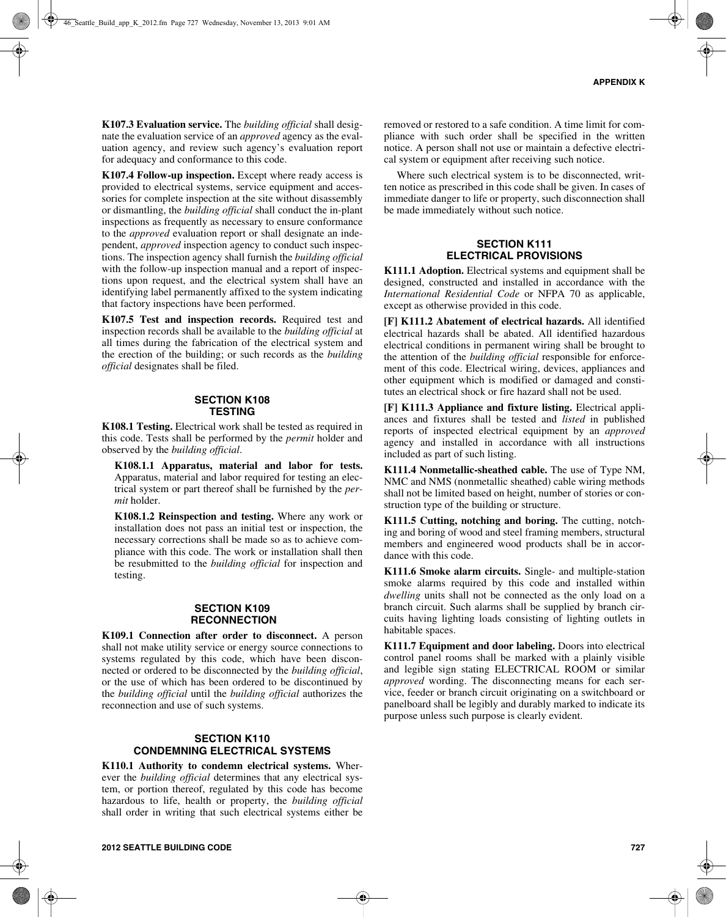**K107.3 Evaluation service.** The *building official* shall designate the evaluation service of an *approved* agency as the evaluation agency, and review such agency's evaluation report for adequacy and conformance to this code.

**K107.4 Follow-up inspection.** Except where ready access is provided to electrical systems, service equipment and accessories for complete inspection at the site without disassembly or dismantling, the *building official* shall conduct the in-plant inspections as frequently as necessary to ensure conformance to the *approved* evaluation report or shall designate an independent, *approved* inspection agency to conduct such inspections. The inspection agency shall furnish the *building official* with the follow-up inspection manual and a report of inspections upon request, and the electrical system shall have an identifying label permanently affixed to the system indicating that factory inspections have been performed.

**K107.5 Test and inspection records.** Required test and inspection records shall be available to the *building official* at all times during the fabrication of the electrical system and the erection of the building; or such records as the *building official* designates shall be filed.

## SECTION K108 TESTING

**K108.1 Testing.** Electrical work shall be tested as required in this code. Tests shall be performed by the *permit* holder and observed by the *building official*.

**K108.1.1 Apparatus, material and labor for tests.** Apparatus, material and labor required for testing an electrical system or part thereof shall be furnished by the *permit* holder.

**K108.1.2 Reinspection and testing.** Where any work or installation does not pass an initial test or inspection, the necessary corrections shall be made so as to achieve compliance with this code. The work or installation shall then be resubmitted to the *building official* for inspection and testing.

## SECTION K109 RECONNECTION

**K109.1 Connection after order to disconnect.** A person shall not make utility service or energy source connections to systems regulated by this code, which have been disconnected or ordered to be disconnected by the *building official*, or the use of which has been ordered to be discontinued by the *building official* until the *building official* authorizes the reconnection and use of such systems.

## SECTION K110 CONDEMNING ELECTRICAL SYSTEMS

**K110.1 Authority to condemn electrical systems.** Wherever the *building official* determines that any electrical system, or portion thereof, regulated by this code has become hazardous to life, health or property, the *building official* shall order in writing that such electrical systems either be removed or restored to a safe condition. A time limit for compliance with such order shall be specified in the written notice. A person shall not use or maintain a defective electrical system or equipment after receiving such notice.

Where such electrical system is to be disconnected, written notice as prescribed in this code shall be given. In cases of immediate danger to life or property, such disconnection shall be made immediately without such notice.

## SECTION K111 ELECTRICAL PROVISIONS

**K111.1 Adoption.** Electrical systems and equipment shall be designed, constructed and installed in accordance with the *International Residential Code* or NFPA 70 as applicable, except as otherwise provided in this code.

**[F] K111.2 Abatement of electrical hazards.** All identified electrical hazards shall be abated. All identified hazardous electrical conditions in permanent wiring shall be brought to the attention of the *building official* responsible for enforcement of this code. Electrical wiring, devices, appliances and other equipment which is modified or damaged and constitutes an electrical shock or fire hazard shall not be used.

**[F] K111.3 Appliance and fixture listing.** Electrical appliances and fixtures shall be tested and *listed* in published reports of inspected electrical equipment by an *approved* agency and installed in accordance with all instructions included as part of such listing.

**K111.4 Nonmetallic-sheathed cable.** The use of Type NM, NMC and NMS (nonmetallic sheathed) cable wiring methods shall not be limited based on height, number of stories or construction type of the building or structure.

**K111.5 Cutting, notching and boring.** The cutting, notching and boring of wood and steel framing members, structural members and engineered wood products shall be in accordance with this code.

**K111.6 Smoke alarm circuits.** Single- and multiple-station smoke alarms required by this code and installed within *dwelling* units shall not be connected as the only load on a branch circuit. Such alarms shall be supplied by branch circuits having lighting loads consisting of lighting outlets in habitable spaces.

**K111.7 Equipment and door labeling.** Doors into electrical control panel rooms shall be marked with a plainly visible and legible sign stating ELECTRICAL ROOM or similar *approved* wording. The disconnecting means for each service, feeder or branch circuit originating on a switchboard or panelboard shall be legibly and durably marked to indicate its purpose unless such purpose is clearly evident.